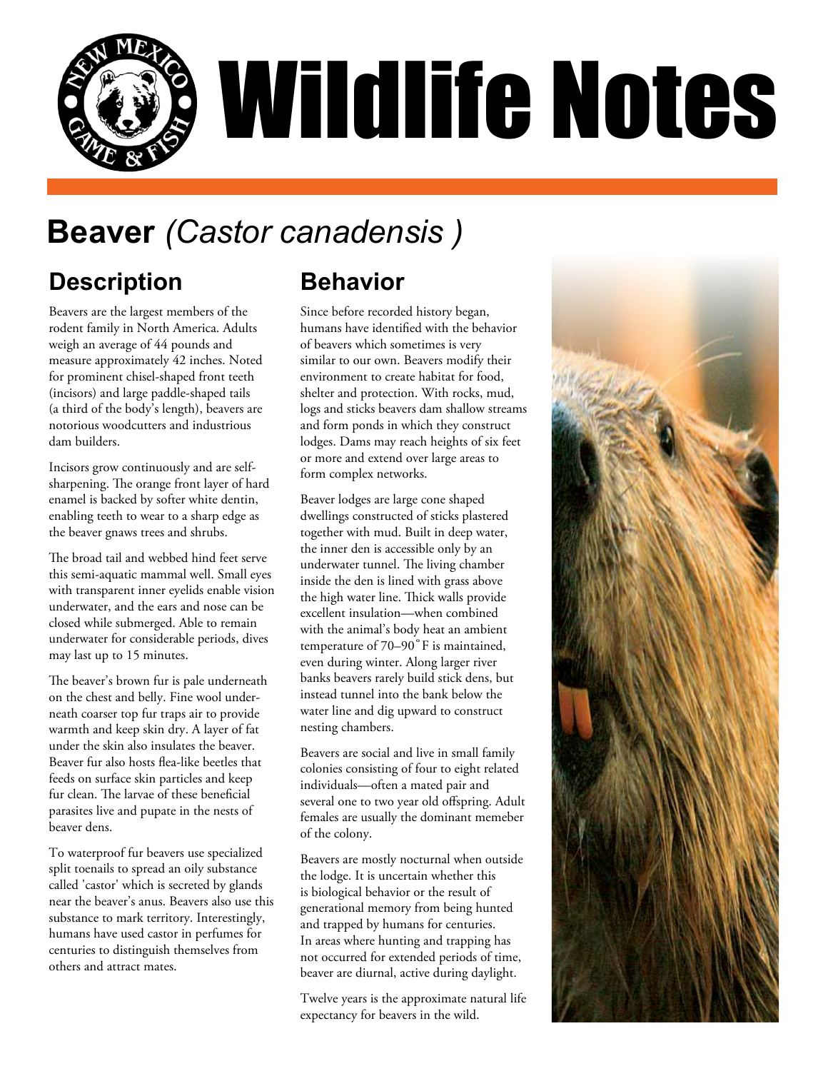# Wildlife Notes

## Beaver *(Castor canadensis )*

### Description

Beavers are the largest members of the rodent family in North America. Adults weigh an average of 44 pounds and measure approximately 42 inches. Noted for prominent chisel-shaped front teeth (incisors) and large paddle-shaped tails (a third of the body's length), beavers are notorious woodcutters and industrious dam builders.

Incisors grow continuously and are self-sharpening. The orange front layer of hard enamel is backed by softer white dentin, enabling teeth to wear to a sharp edge as the beaver gnaws trees and shrubs.

The broad tail and webbed hind feet serve this semi-aquatic mammal well. Small eyes with transparent inner eyelids enable vision underwater, and the ears and nose can be closed while submerged. Able to remain underwater for considerable periods, dives may last up to 15 minutes.

The beaver's brown fur is pale underneath on the chest and belly. Fine wool underneath coarser top fur traps air to provide warmth and keep skin dry. A layer of fat under the skin also insulates the beaver. Beaver fur also hosts flea-like beetles that feeds on surface skin particles and keep fur clean. The larvae of these beneficial parasites live and pupate in the nests of beaver dens.

To waterproof fur beavers use specialized split toenails to spread an oily substance called 'castor' which is secreted by glands near the beaver's anus. Beavers also use this substance to mark territory. Interestingly, humans have used castor in perfumes for centuries to distinguish themselves from others and attract mates.

### Behavior

Since before recorded history began, humans have identified with the behavior of beavers which sometimes is very similar to our own. Beavers modify their environment to create habitat for food, shelter and protection. With rocks, mud, logs and sticks beavers dam shallow streams and form ponds in which they construct lodges. Dams may reach heights of six feet or more and extend over large areas to form complex networks.

Beaver lodges are large cone shaped dwellings constructed of sticks plastered together with mud. Built in deep water, the inner den is accessible only by an underwater tunnel. The living chamber inside the den is lined with grass above the high water line. Thick walls provide excellent insulation—when combined with the animal's body heat an ambient temperature of 70–90˚F is maintained, even during winter. Along larger river banks beavers rarely build stick dens, but instead tunnel into the bank below the water line and dig upward to construct nesting chambers.

Beavers are social and live in small family colonies consisting of four to eight related individuals—often a mated pair and several one to two year old offspring. Adult females are usually the dominant memeber of the colony.

Beavers are mostly nocturnal when outside the lodge. It is uncertain whether this is biological behavior or the result of generational memory from being hunted and trapped by humans for centuries. In areas where hunting and trapping has not occurred for extended periods of time, beaver are diurnal, active during daylight.

Twelve years is the approximate natural life expectancy for beavers in the wild.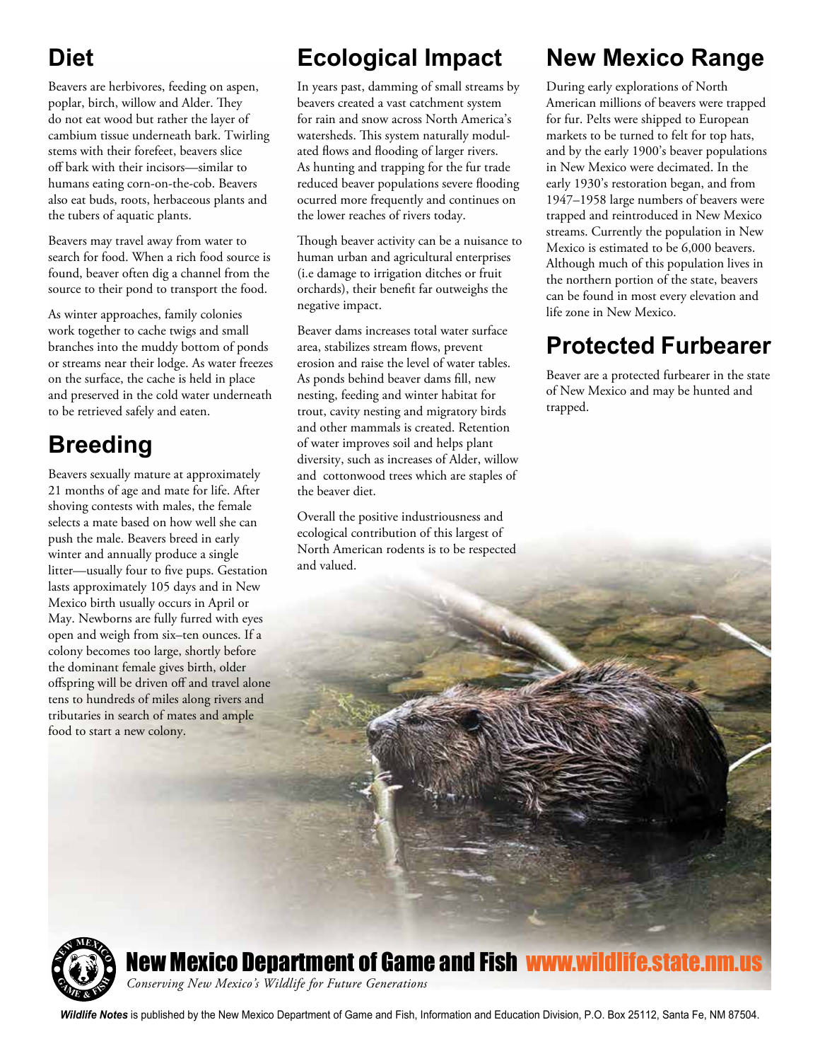## Diet

Beavers are herbivores, feeding on aspen, poplar, birch, willow and Alder. They do not eat wood but rather the layer of cambium tissue underneath bark. Twirling stems with their forefeet, beavers slice off bark with their incisors—similar to humans eating corn-on-the-cob. Beavers also eat buds, roots, herbaceous plants and the tubers of aquatic plants.

Beavers may travel away from water to search for food. When a rich food source is found, beaver often dig a channel from the source to their pond to transport the food.

As winter approaches, family colonies work together to cache twigs and small branches into the muddy bottom of ponds or streams near their lodge. As water freezes on the surface, the cache is held in place and preserved in the cold water underneath to be retrieved safely and eaten.

## Breeding

Beavers sexually mature at approximately 21 months of age and mate for life. After shoving contests with males, the female selects a mate based on how well she can push the male. Beavers breed in early winter and annually produce a single litter—usually four to five pups. Gestation lasts approximately 105 days and in New Mexico birth usually occurs in April or May. Newborns are fully furred with eyes open and weigh from six–ten ounces. If a colony becomes too large, shortly before the dominant female gives birth, older offspring will be driven off and travel alone tens to hundreds of miles along rivers and tributaries in search of mates and ample food to start a new colony.

## Ecological Impact

In years past, damming of small streams by beavers created a vast catchment system for rain and snow across North America's watersheds. This system naturally modulated flows and flooding of larger rivers. As hunting and trapping for the fur trade reduced beaver populations severe flooding ocurred more frequently and continues on the lower reaches of rivers today.

Though beaver activity can be a nuisance to human urban and agricultural enterprises (i.e damage to irrigation ditches or fruit orchards), their benefit far outweighs the negative impact.

Beaver dams increases total water surface area, stabilizes stream flows, prevent erosion and raise the level of water tables. As ponds behind beaver dams fill, new nesting, feeding and winter habitat for trout, cavity nesting and migratory birds and other mammals is created. Retention of water improves soil and helps plant diversity, such as increases of Alder, willow and cottonwood trees which are staples of the beaver diet.

Overall the positive industriousness and ecological contribution of this largest of North American rodents is to be respected and valued.

## New Mexico Range

During early explorations of North American millions of beavers were trapped for fur. Pelts were shipped to European markets to be turned to felt for top hats, and by the early 1900's beaver populations in New Mexico were decimated. In the early 1930's restoration began, and from 1947–1958 large numbers of beavers were trapped and reintroduced in New Mexico streams. Currently the population in New Mexico is estimated to be 6,000 beavers. Although much of this population lives in the northern portion of the state, beavers can be found in most every elevation and life zone in New Mexico.

## Protected Furbearer

Beaver are a protected furbearer in the state of New Mexico and may be hunted and trapped.

**New Mexico Department of Game and Fish** www.wildlife.state.nm.us

*Conserving New Mexico's Wildlife for Future Generations*

***Wildlife Notes*** is published by the New Mexico Department of Game and Fish, Information and Education Division, P.O. Box 25112, Santa Fe, NM 87504.